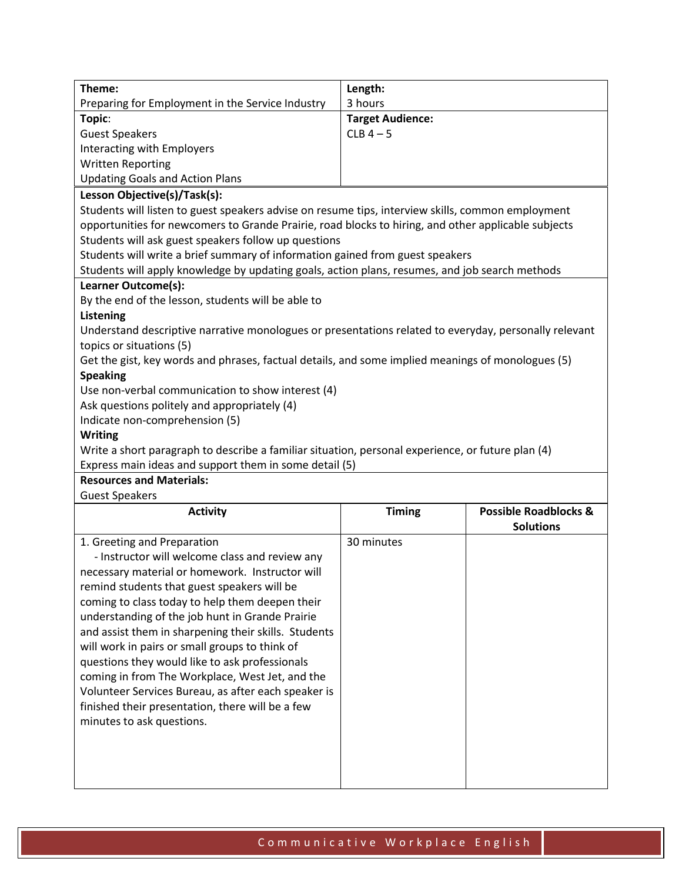| **Theme:** Preparing for Employment in the Service Industry | **Length:** 3 hours |
| --- | --- |
| **Topic:** Guest Speakers<br>Interacting with Employers<br>Written Reporting<br>Updating Goals and Action Plans | **Target Audience:** CLB 4 – 5 |

**Lesson Objective(s)/Task(s):**

Students will listen to guest speakers advise on resume tips, interview skills, common employment opportunities for newcomers to Grande Prairie, road blocks to hiring, and other applicable subjects

Students will ask guest speakers follow up questions

Students will write a brief summary of information gained from guest speakers

Students will apply knowledge by updating goals, action plans, resumes, and job search methods

**Learner Outcome(s):**

By the end of the lesson, students will be able to

**Listening**

Understand descriptive narrative monologues or presentations related to everyday, personally relevant topics or situations (5)

Get the gist, key words and phrases, factual details, and some implied meanings of monologues (5)

**Speaking**

Use non-verbal communication to show interest (4)

Ask questions politely and appropriately (4)

Indicate non-comprehension (5)

**Writing**

Write a short paragraph to describe a familiar situation, personal experience, or future plan (4)

Express main ideas and support them in some detail (5)

**Resources and Materials:**

Guest Speakers

| Activity | Timing | Possible Roadblocks & Solutions |
| --- | --- | --- |
| 1. Greeting and Preparation<br>- Instructor will welcome class and review any necessary material or homework. Instructor will remind students that guest speakers will be coming to class today to help them deepen their understanding of the job hunt in Grande Prairie and assist them in sharpening their skills. Students will work in pairs or small groups to think of questions they would like to ask professionals coming in from The Workplace, West Jet, and the Volunteer Services Bureau, as after each speaker is finished their presentation, there will be a few minutes to ask questions. | 30 minutes | |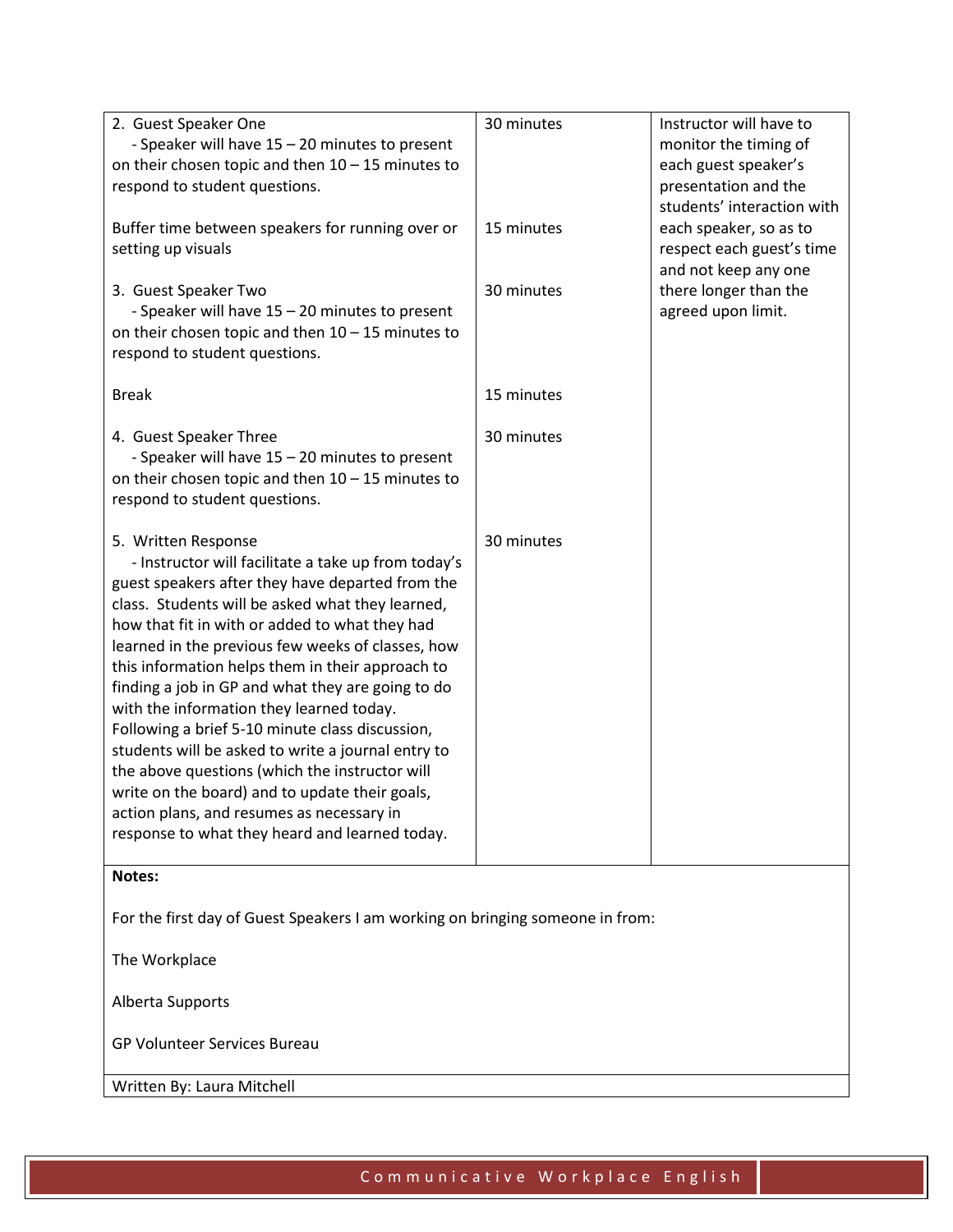| | | |
|---|---|---|
| 2. Guest Speaker One<br>- Speaker will have 15 – 20 minutes to present on their chosen topic and then 10 – 15 minutes to respond to student questions. | 30 minutes | Instructor will have to monitor the timing of each guest speaker's presentation and the students' interaction with each speaker, so as to respect each guest's time and not keep any one there longer than the agreed upon limit. |
| Buffer time between speakers for running over or setting up visuals | 15 minutes | |
| 3. Guest Speaker Two<br>- Speaker will have 15 – 20 minutes to present on their chosen topic and then 10 – 15 minutes to respond to student questions. | 30 minutes | |
| Break | 15 minutes | |
| 4. Guest Speaker Three<br>- Speaker will have 15 – 20 minutes to present on their chosen topic and then 10 – 15 minutes to respond to student questions. | 30 minutes | |
| 5. Written Response<br>- Instructor will facilitate a take up from today's guest speakers after they have departed from the class. Students will be asked what they learned, how that fit in with or added to what they had learned in the previous few weeks of classes, how this information helps them in their approach to finding a job in GP and what they are going to do with the information they learned today. Following a brief 5-10 minute class discussion, students will be asked to write a journal entry to the above questions (which the instructor will write on the board) and to update their goals, action plans, and resumes as necessary in response to what they heard and learned today. | 30 minutes | |

**Notes:**

For the first day of Guest Speakers I am working on bringing someone in from:

The Workplace

Alberta Supports

GP Volunteer Services Bureau

Written By: Laura Mitchell